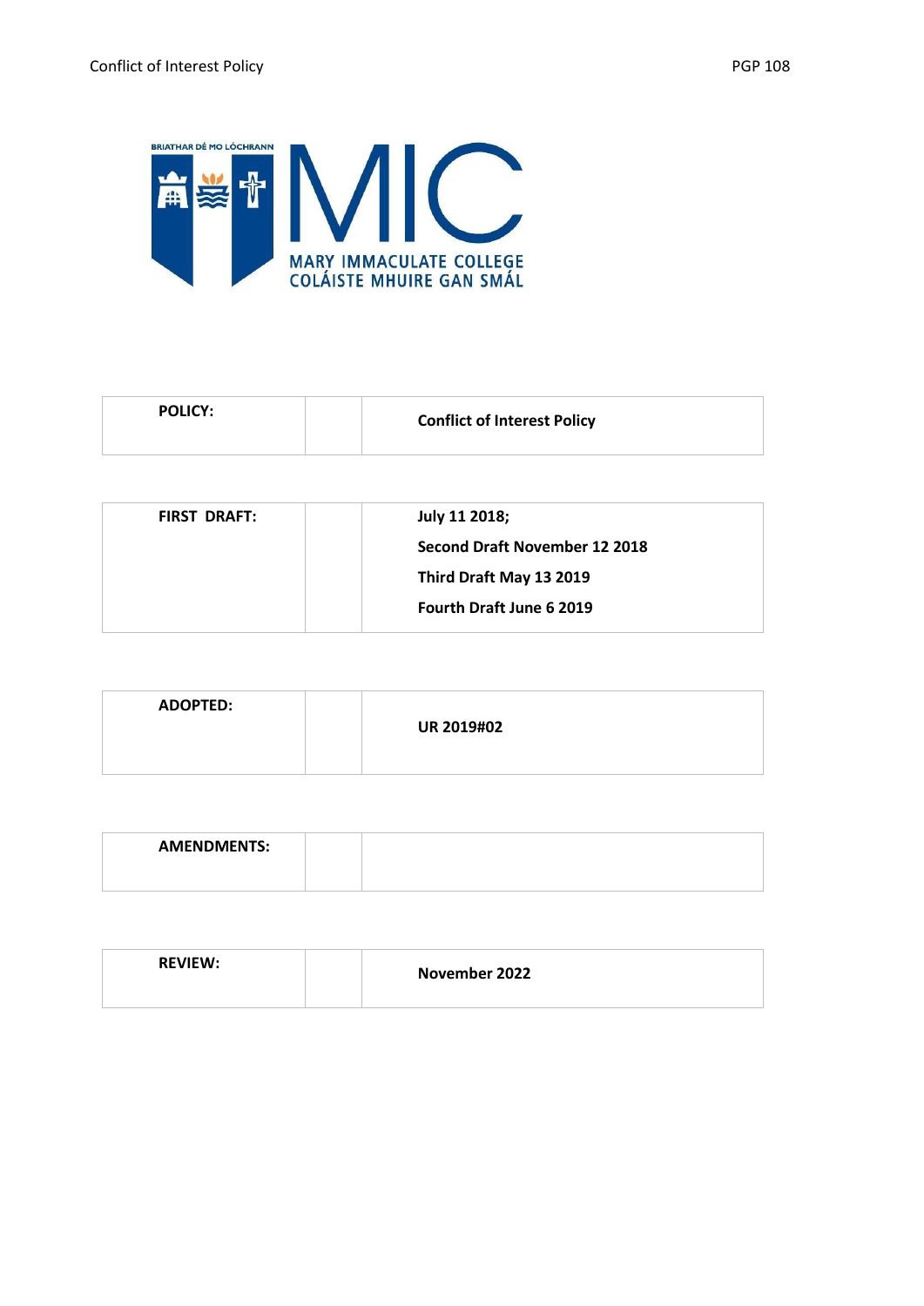MARY IMMACULATE COLLEGE
COLÁISTE MHUIRE GAN SMÁL

BRIATHAR DÉ MO LÓCHRANN

| **POLICY:** | | **Conflict of Interest Policy** |
|---|---|---|

| **FIRST DRAFT:** | | **July 11 2018;**<br>**Second Draft November 12 2018**<br>**Third Draft May 13 2019**<br>**Fourth Draft June 6 2019** |
|---|---|---|

| **ADOPTED:** | | **UR 2019#02** |
|---|---|---|

| **AMENDMENTS:** | | |
|---|---|---|

| **REVIEW:** | | **November 2022** |
|---|---|---|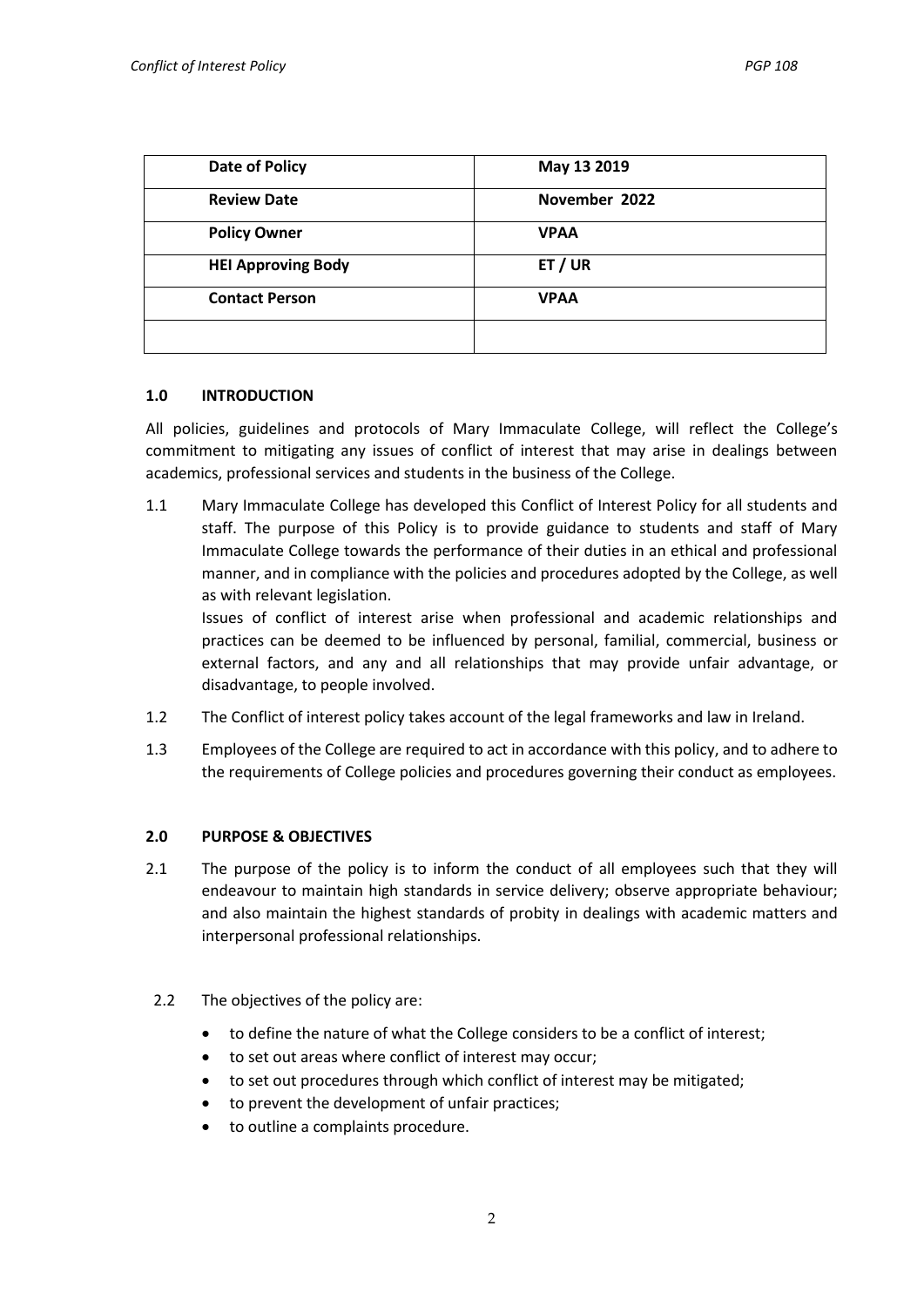| Date of Policy | May 13 2019 |
| --- | --- |
| Review Date | November 2022 |
| Policy Owner | VPAA |
| HEI Approving Body | ET / UR |
| Contact Person | VPAA |
| | |

## 1.0 INTRODUCTION

All policies, guidelines and protocols of Mary Immaculate College, will reflect the College's commitment to mitigating any issues of conflict of interest that may arise in dealings between academics, professional services and students in the business of the College.

1.1 Mary Immaculate College has developed this Conflict of Interest Policy for all students and staff. The purpose of this Policy is to provide guidance to students and staff of Mary Immaculate College towards the performance of their duties in an ethical and professional manner, and in compliance with the policies and procedures adopted by the College, as well as with relevant legislation.

Issues of conflict of interest arise when professional and academic relationships and practices can be deemed to be influenced by personal, familial, commercial, business or external factors, and any and all relationships that may provide unfair advantage, or disadvantage, to people involved.

1.2 The Conflict of interest policy takes account of the legal frameworks and law in Ireland.

1.3 Employees of the College are required to act in accordance with this policy, and to adhere to the requirements of College policies and procedures governing their conduct as employees.

## 2.0 PURPOSE & OBJECTIVES

2.1 The purpose of the policy is to inform the conduct of all employees such that they will endeavour to maintain high standards in service delivery; observe appropriate behaviour; and also maintain the highest standards of probity in dealings with academic matters and interpersonal professional relationships.

2.2 The objectives of the policy are:

- to define the nature of what the College considers to be a conflict of interest;
- to set out areas where conflict of interest may occur;
- to set out procedures through which conflict of interest may be mitigated;
- to prevent the development of unfair practices;
- to outline a complaints procedure.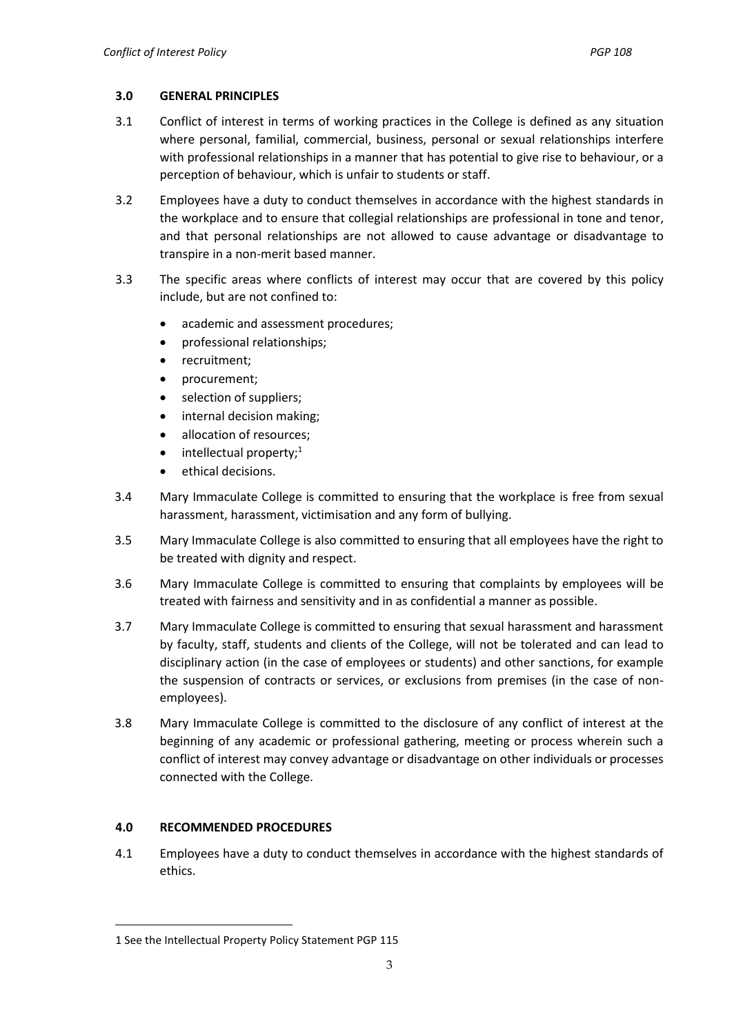## 3.0 GENERAL PRINCIPLES

3.1 Conflict of interest in terms of working practices in the College is defined as any situation where personal, familial, commercial, business, personal or sexual relationships interfere with professional relationships in a manner that has potential to give rise to behaviour, or a perception of behaviour, which is unfair to students or staff.

3.2 Employees have a duty to conduct themselves in accordance with the highest standards in the workplace and to ensure that collegial relationships are professional in tone and tenor, and that personal relationships are not allowed to cause advantage or disadvantage to transpire in a non-merit based manner.

3.3 The specific areas where conflicts of interest may occur that are covered by this policy include, but are not confined to:

- academic and assessment procedures;
- professional relationships;
- recruitment;
- procurement;
- selection of suppliers;
- internal decision making;
- allocation of resources;
- intellectual property;[1]
- ethical decisions.

3.4 Mary Immaculate College is committed to ensuring that the workplace is free from sexual harassment, harassment, victimisation and any form of bullying.

3.5 Mary Immaculate College is also committed to ensuring that all employees have the right to be treated with dignity and respect.

3.6 Mary Immaculate College is committed to ensuring that complaints by employees will be treated with fairness and sensitivity and in as confidential a manner as possible.

3.7 Mary Immaculate College is committed to ensuring that sexual harassment and harassment by faculty, staff, students and clients of the College, will not be tolerated and can lead to disciplinary action (in the case of employees or students) and other sanctions, for example the suspension of contracts or services, or exclusions from premises (in the case of non-employees).

3.8 Mary Immaculate College is committed to the disclosure of any conflict of interest at the beginning of any academic or professional gathering, meeting or process wherein such a conflict of interest may convey advantage or disadvantage on other individuals or processes connected with the College.

## 4.0 RECOMMENDED PROCEDURES

4.1 Employees have a duty to conduct themselves in accordance with the highest standards of ethics.

---

[1] See the Intellectual Property Policy Statement PGP 115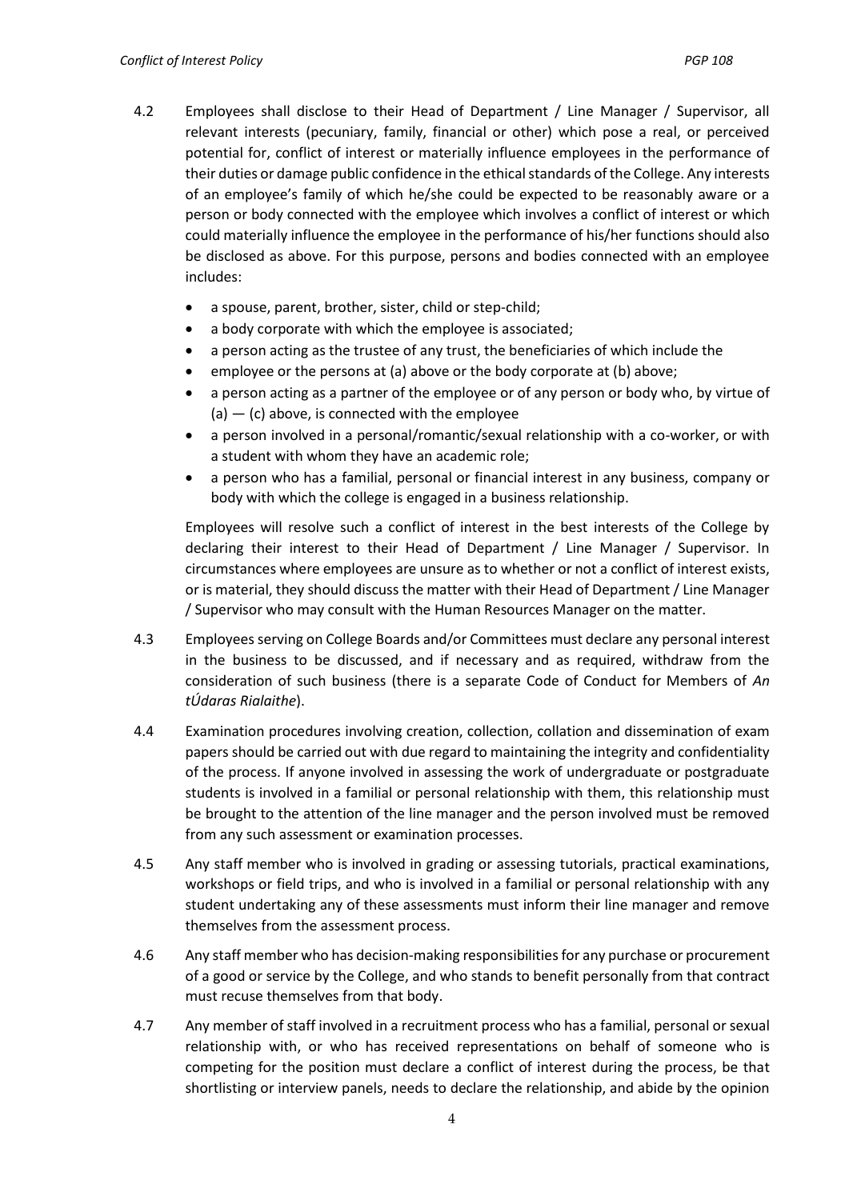4.2 Employees shall disclose to their Head of Department / Line Manager / Supervisor, all relevant interests (pecuniary, family, financial or other) which pose a real, or perceived potential for, conflict of interest or materially influence employees in the performance of their duties or damage public confidence in the ethical standards of the College. Any interests of an employee's family of which he/she could be expected to be reasonably aware or a person or body connected with the employee which involves a conflict of interest or which could materially influence the employee in the performance of his/her functions should also be disclosed as above. For this purpose, persons and bodies connected with an employee includes:

- a spouse, parent, brother, sister, child or step-child;
- a body corporate with which the employee is associated;
- a person acting as the trustee of any trust, the beneficiaries of which include the
- employee or the persons at (a) above or the body corporate at (b) above;
- a person acting as a partner of the employee or of any person or body who, by virtue of (a) — (c) above, is connected with the employee
- a person involved in a personal/romantic/sexual relationship with a co-worker, or with a student with whom they have an academic role;
- a person who has a familial, personal or financial interest in any business, company or body with which the college is engaged in a business relationship.

Employees will resolve such a conflict of interest in the best interests of the College by declaring their interest to their Head of Department / Line Manager / Supervisor. In circumstances where employees are unsure as to whether or not a conflict of interest exists, or is material, they should discuss the matter with their Head of Department / Line Manager / Supervisor who may consult with the Human Resources Manager on the matter.

4.3 Employees serving on College Boards and/or Committees must declare any personal interest in the business to be discussed, and if necessary and as required, withdraw from the consideration of such business (there is a separate Code of Conduct for Members of *An tÚdaras Rialaithe*).

4.4 Examination procedures involving creation, collection, collation and dissemination of exam papers should be carried out with due regard to maintaining the integrity and confidentiality of the process. If anyone involved in assessing the work of undergraduate or postgraduate students is involved in a familial or personal relationship with them, this relationship must be brought to the attention of the line manager and the person involved must be removed from any such assessment or examination processes.

4.5 Any staff member who is involved in grading or assessing tutorials, practical examinations, workshops or field trips, and who is involved in a familial or personal relationship with any student undertaking any of these assessments must inform their line manager and remove themselves from the assessment process.

4.6 Any staff member who has decision-making responsibilities for any purchase or procurement of a good or service by the College, and who stands to benefit personally from that contract must recuse themselves from that body.

4.7 Any member of staff involved in a recruitment process who has a familial, personal or sexual relationship with, or who has received representations on behalf of someone who is competing for the position must declare a conflict of interest during the process, be that shortlisting or interview panels, needs to declare the relationship, and abide by the opinion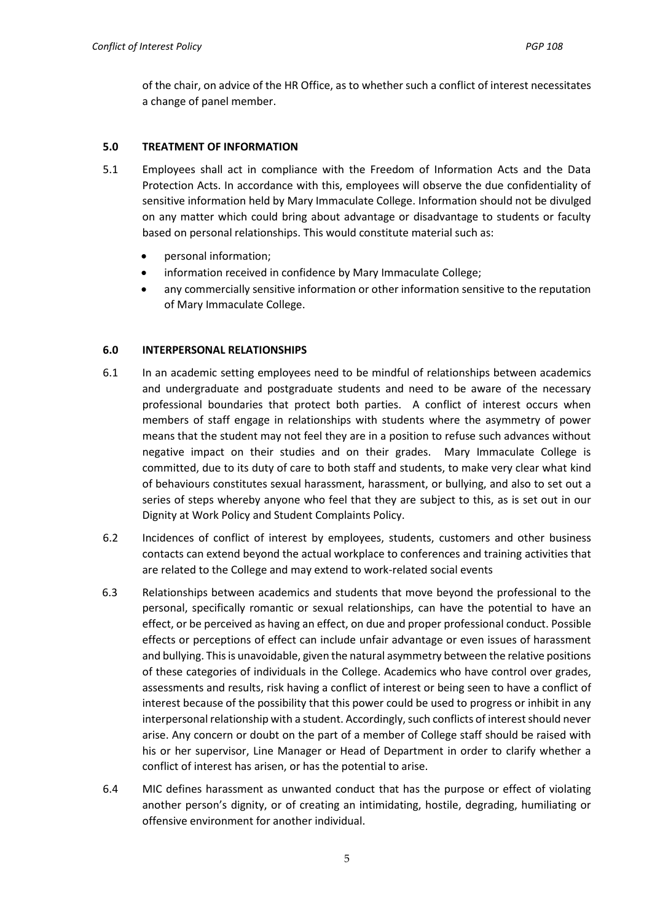of the chair, on advice of the HR Office, as to whether such a conflict of interest necessitates a change of panel member.

## 5.0 TREATMENT OF INFORMATION

5.1 Employees shall act in compliance with the Freedom of Information Acts and the Data Protection Acts. In accordance with this, employees will observe the due confidentiality of sensitive information held by Mary Immaculate College. Information should not be divulged on any matter which could bring about advantage or disadvantage to students or faculty based on personal relationships. This would constitute material such as:

- personal information;
- information received in confidence by Mary Immaculate College;
- any commercially sensitive information or other information sensitive to the reputation of Mary Immaculate College.

## 6.0 INTERPERSONAL RELATIONSHIPS

6.1 In an academic setting employees need to be mindful of relationships between academics and undergraduate and postgraduate students and need to be aware of the necessary professional boundaries that protect both parties. A conflict of interest occurs when members of staff engage in relationships with students where the asymmetry of power means that the student may not feel they are in a position to refuse such advances without negative impact on their studies and on their grades. Mary Immaculate College is committed, due to its duty of care to both staff and students, to make very clear what kind of behaviours constitutes sexual harassment, harassment, or bullying, and also to set out a series of steps whereby anyone who feel that they are subject to this, as is set out in our Dignity at Work Policy and Student Complaints Policy.

6.2 Incidences of conflict of interest by employees, students, customers and other business contacts can extend beyond the actual workplace to conferences and training activities that are related to the College and may extend to work-related social events

6.3 Relationships between academics and students that move beyond the professional to the personal, specifically romantic or sexual relationships, can have the potential to have an effect, or be perceived as having an effect, on due and proper professional conduct. Possible effects or perceptions of effect can include unfair advantage or even issues of harassment and bullying. This is unavoidable, given the natural asymmetry between the relative positions of these categories of individuals in the College. Academics who have control over grades, assessments and results, risk having a conflict of interest or being seen to have a conflict of interest because of the possibility that this power could be used to progress or inhibit in any interpersonal relationship with a student. Accordingly, such conflicts of interest should never arise. Any concern or doubt on the part of a member of College staff should be raised with his or her supervisor, Line Manager or Head of Department in order to clarify whether a conflict of interest has arisen, or has the potential to arise.

6.4 MIC defines harassment as unwanted conduct that has the purpose or effect of violating another person's dignity, or of creating an intimidating, hostile, degrading, humiliating or offensive environment for another individual.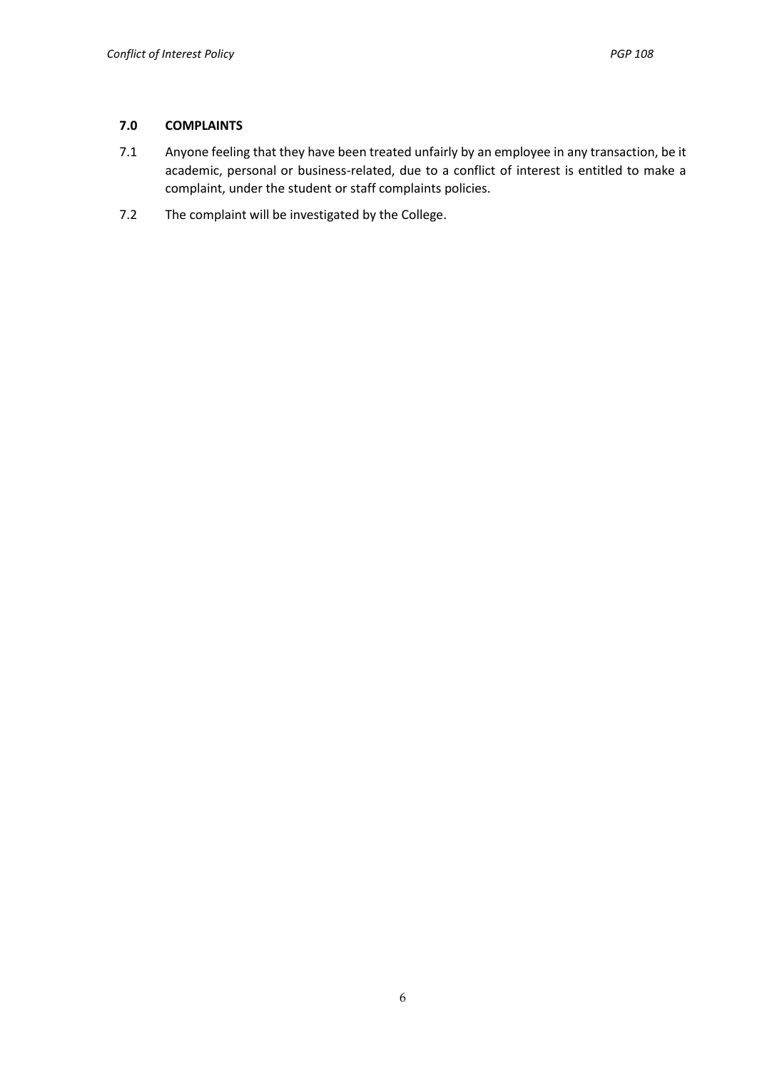## 7.0 COMPLAINTS

7.1 Anyone feeling that they have been treated unfairly by an employee in any transaction, be it academic, personal or business-related, due to a conflict of interest is entitled to make a complaint, under the student or staff complaints policies.

7.2 The complaint will be investigated by the College.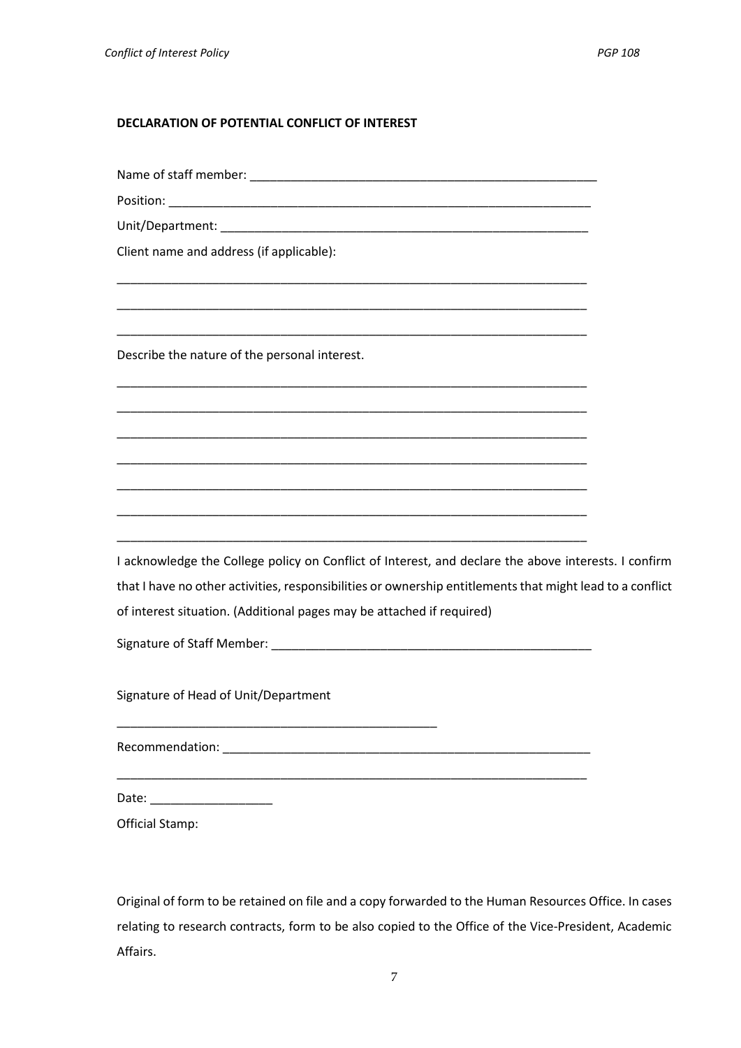**DECLARATION OF POTENTIAL CONFLICT OF INTEREST**

Name of staff member: ____________________________________________________

Position: _________________________________________________________________

Unit/Department: __________________________________________________________

Client name and address (if applicable):

__________________________________________________________________________

__________________________________________________________________________

__________________________________________________________________________

Describe the nature of the personal interest.

__________________________________________________________________________

__________________________________________________________________________

__________________________________________________________________________

__________________________________________________________________________

__________________________________________________________________________

__________________________________________________________________________

__________________________________________________________________________

I acknowledge the College policy on Conflict of Interest, and declare the above interests. I confirm that I have no other activities, responsibilities or ownership entitlements that might lead to a conflict of interest situation. (Additional pages may be attached if required)

Signature of Staff Member: _________________________________________________

Signature of Head of Unit/Department

_________________________________________________

Recommendation: _________________________________________________________

__________________________________________________________________________

Date: __________________

Official Stamp:

Original of form to be retained on file and a copy forwarded to the Human Resources Office. In cases relating to research contracts, form to be also copied to the Office of the Vice-President, Academic Affairs.